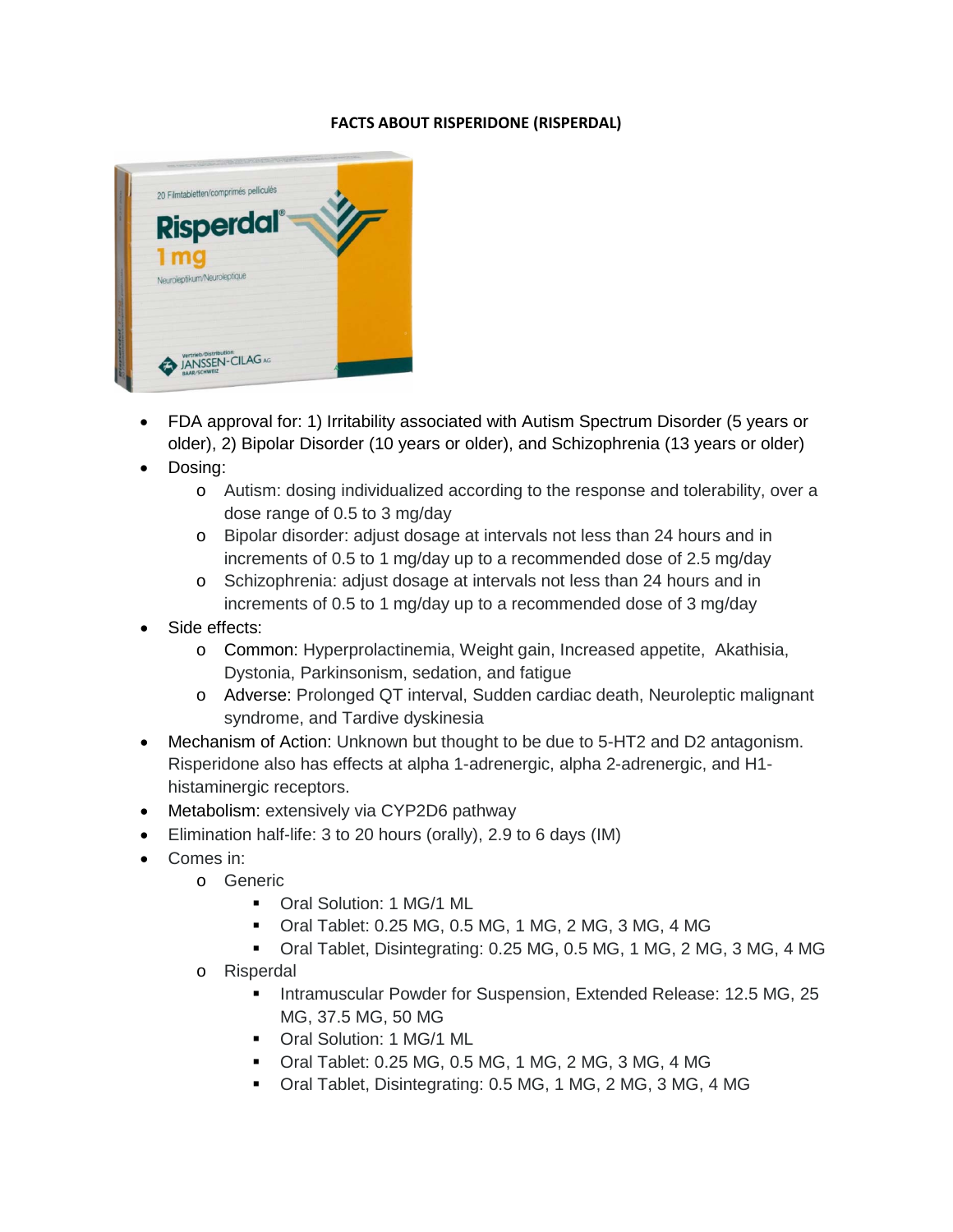**FACTS ABOUT RISPERIDONE (RISPERDAL)**

- FDA approval for: 1) Irritability associated with Autism Spectrum Disorder (5 years or older), 2) Bipolar Disorder (10 years or older), and Schizophrenia (13 years or older)
- Dosing:
  - Autism: dosing individualized according to the response and tolerability, over a dose range of 0.5 to 3 mg/day
  - Bipolar disorder: adjust dosage at intervals not less than 24 hours and in increments of 0.5 to 1 mg/day up to a recommended dose of 2.5 mg/day
  - Schizophrenia: adjust dosage at intervals not less than 24 hours and in increments of 0.5 to 1 mg/day up to a recommended dose of 3 mg/day
- Side effects:
  - Common: Hyperprolactinemia, Weight gain, Increased appetite, Akathisia, Dystonia, Parkinsonism, sedation, and fatigue
  - Adverse: Prolonged QT interval, Sudden cardiac death, Neuroleptic malignant syndrome, and Tardive dyskinesia
- Mechanism of Action: Unknown but thought to be due to 5-HT2 and D2 antagonism. Risperidone also has effects at alpha 1-adrenergic, alpha 2-adrenergic, and H1-histaminergic receptors.
- Metabolism: extensively via CYP2D6 pathway
- Elimination half-life: 3 to 20 hours (orally), 2.9 to 6 days (IM)
- Comes in:
  - Generic
    - Oral Solution: 1 MG/1 ML
    - Oral Tablet: 0.25 MG, 0.5 MG, 1 MG, 2 MG, 3 MG, 4 MG
    - Oral Tablet, Disintegrating: 0.25 MG, 0.5 MG, 1 MG, 2 MG, 3 MG, 4 MG
  - Risperdal
    - Intramuscular Powder for Suspension, Extended Release: 12.5 MG, 25 MG, 37.5 MG, 50 MG
    - Oral Solution: 1 MG/1 ML
    - Oral Tablet: 0.25 MG, 0.5 MG, 1 MG, 2 MG, 3 MG, 4 MG
    - Oral Tablet, Disintegrating: 0.5 MG, 1 MG, 2 MG, 3 MG, 4 MG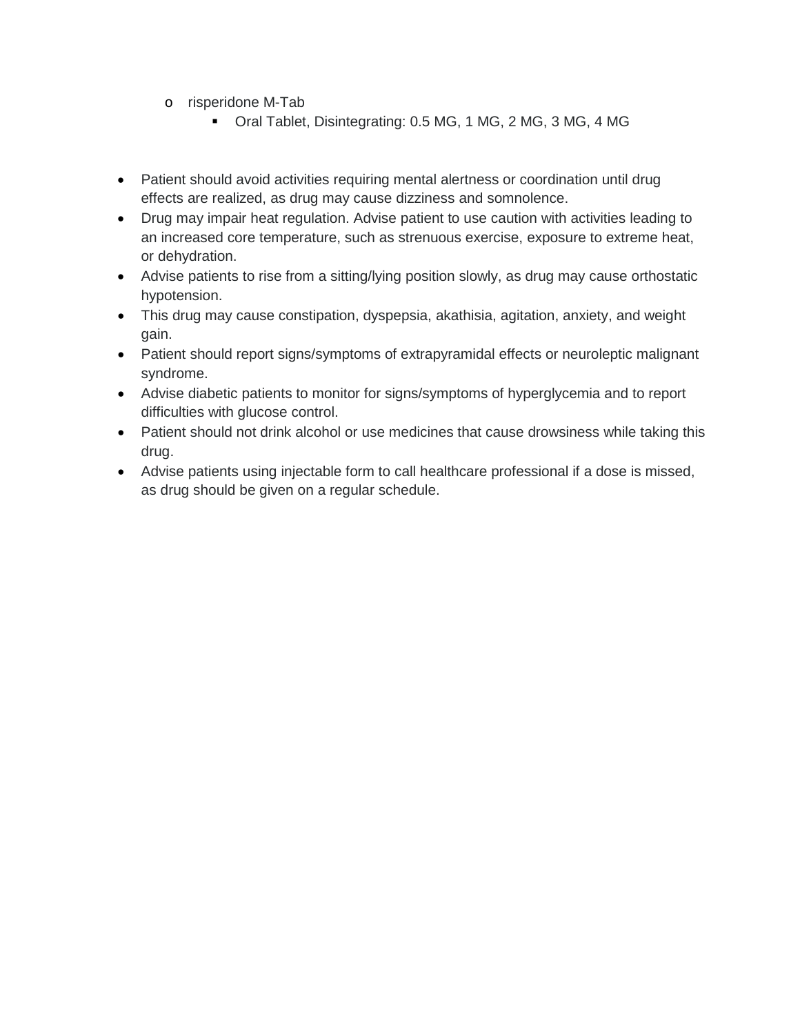- risperidone M-Tab
    - Oral Tablet, Disintegrating: 0.5 MG, 1 MG, 2 MG, 3 MG, 4 MG

- Patient should avoid activities requiring mental alertness or coordination until drug effects are realized, as drug may cause dizziness and somnolence.
- Drug may impair heat regulation. Advise patient to use caution with activities leading to an increased core temperature, such as strenuous exercise, exposure to extreme heat, or dehydration.
- Advise patients to rise from a sitting/lying position slowly, as drug may cause orthostatic hypotension.
- This drug may cause constipation, dyspepsia, akathisia, agitation, anxiety, and weight gain.
- Patient should report signs/symptoms of extrapyramidal effects or neuroleptic malignant syndrome.
- Advise diabetic patients to monitor for signs/symptoms of hyperglycemia and to report difficulties with glucose control.
- Patient should not drink alcohol or use medicines that cause drowsiness while taking this drug.
- Advise patients using injectable form to call healthcare professional if a dose is missed, as drug should be given on a regular schedule.